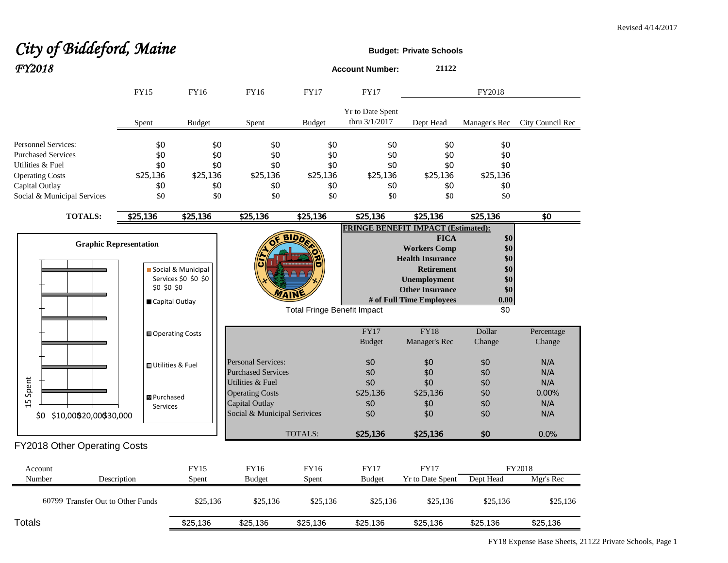Revised 4/14/2017

# City of Biddeford, Maine

## FY2018

**Budget: Private Schools**

**Account Number:** 21122

| | FY15 | FY16 | FY16 | FY17 | FY17 | FY2018 | | |
|---|---|---|---|---|---|---|---|---|
| | Spent | Budget | Spent | Budget | Yr to Date Spent thru 3/1/2017 | Dept Head | Manager's Rec | City Council Rec |
| Personnel Services: | $0 | $0 | $0 | $0 | $0 | $0 | $0 | |
| Purchased Services | $0 | $0 | $0 | $0 | $0 | $0 | $0 | |
| Utilities & Fuel | $0 | $0 | $0 | $0 | $0 | $0 | $0 | |
| Operating Costs | $25,136 | $25,136 | $25,136 | $25,136 | $25,136 | $25,136 | $25,136 | |
| Capital Outlay | $0 | $0 | $0 | $0 | $0 | $0 | $0 | |
| Social & Municipal Services | $0 | $0 | $0 | $0 | $0 | $0 | $0 | |
| **TOTALS:** | $25,136 | $25,136 | $25,136 | $25,136 | $25,136 | $25,136 | $25,136 | $0 |

**Graphic Representation**

Social & Municipal Services $0 $0 $0 $0 $0
Capital Outlay
Operating Costs
Utilities & Fuel
Purchased Services
15 Spent
$0 $10,000 $20,000 $30,000

**FRINGE BENEFIT IMPACT (Estimated):**

| | |
|---|---|
| **FICA** | $0 |
| **Workers Comp** | $0 |
| **Health Insurance** | $0 |
| **Retirement** | $0 |
| **Unemployment** | $0 |
| **Other Insurance** | $0 |
| **# of Full Time Employees** | 0.00 |
| Total Fringe Benefit Impact | $0 |

| | FY17 Budget | FY18 Manager's Rec | Dollar Change | Percentage Change |
|---|---|---|---|---|
| Personal Services: | $0 | $0 | $0 | N/A |
| Purchased Services | $0 | $0 | $0 | N/A |
| Utilities & Fuel | $0 | $0 | $0 | N/A |
| Operating Costs | $25,136 | $25,136 | $0 | 0.00% |
| Capital Outlay | $0 | $0 | $0 | N/A |
| Social & Municipal Serivices | $0 | $0 | $0 | N/A |
| TOTALS: | $25,136 | $25,136 | $0 | 0.0% |

## FY2018 Other Operating Costs

| Account Number | Description | FY15 Spent | FY16 Budget | FY16 Spent | FY17 Budget | FY17 Yr to Date Spent | FY2018 Dept Head | FY2018 Mgr's Rec |
|---|---|---|---|---|---|---|---|---|
| 60799 | Transfer Out to Other Funds | $25,136 | $25,136 | $25,136 | $25,136 | $25,136 | $25,136 | $25,136 |
| Totals | | $25,136 | $25,136 | $25,136 | $25,136 | $25,136 | $25,136 | $25,136 |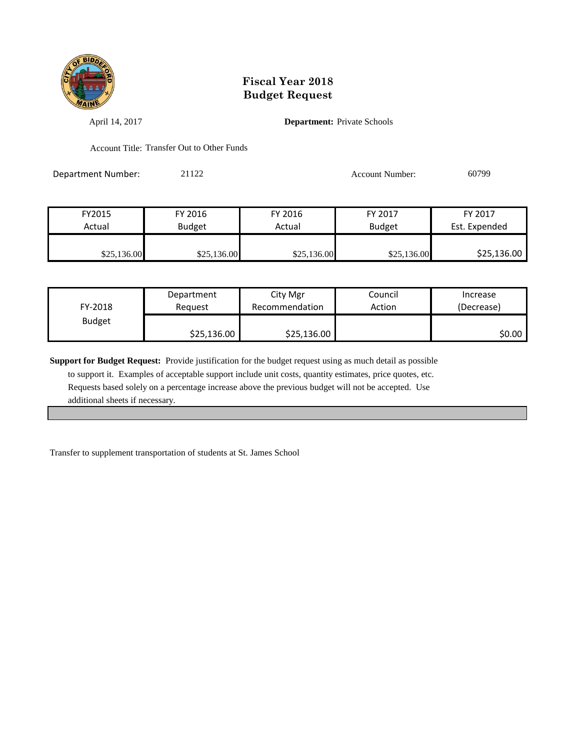# Fiscal Year 2018
# Budget Request

April 14, 2017 **Department:** Private Schools

Account Title: Transfer Out to Other Funds

Department Number: 21122 Account Number: 60799

| FY2015 Actual | FY 2016 Budget | FY 2016 Actual | FY 2017 Budget | FY 2017 Est. Expended |
|---|---|---|---|---|
| $25,136.00 | $25,136.00 | $25,136.00 | $25,136.00 | $25,136.00 |

| FY-2018 Budget | Department Request | City Mgr Recommendation | Council Action | Increase (Decrease) |
|---|---|---|---|---|
| | $25,136.00 | $25,136.00 | | $0.00 |

**Support for Budget Request:** Provide justification for the budget request using as much detail as possible to support it. Examples of acceptable support include unit costs, quantity estimates, price quotes, etc. Requests based solely on a percentage increase above the previous budget will not be accepted. Use additional sheets if necessary.

Transfer to supplement transportation of students at St. James School